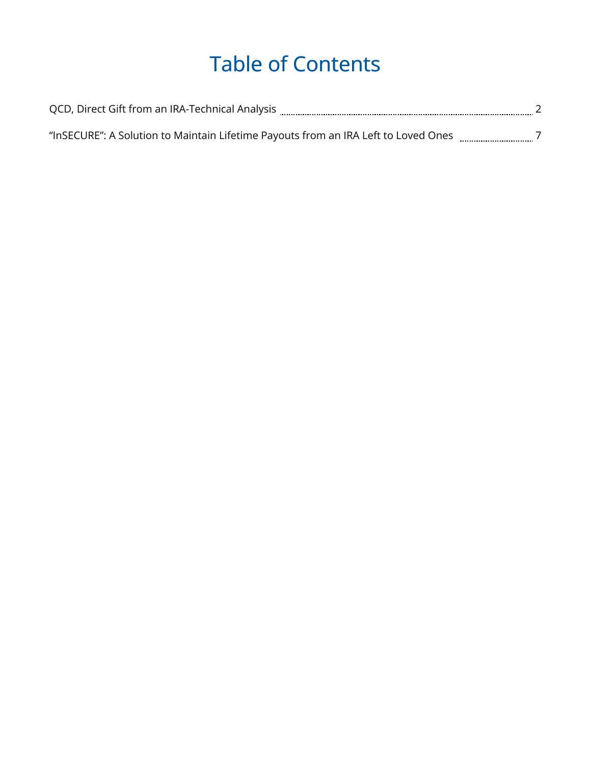# Table of Contents

QCD, Direct Gift from an IRA-Technical Analysis ........ 2

"InSECURE": A Solution to Maintain Lifetime Payouts from an IRA Left to Loved Ones ........ 7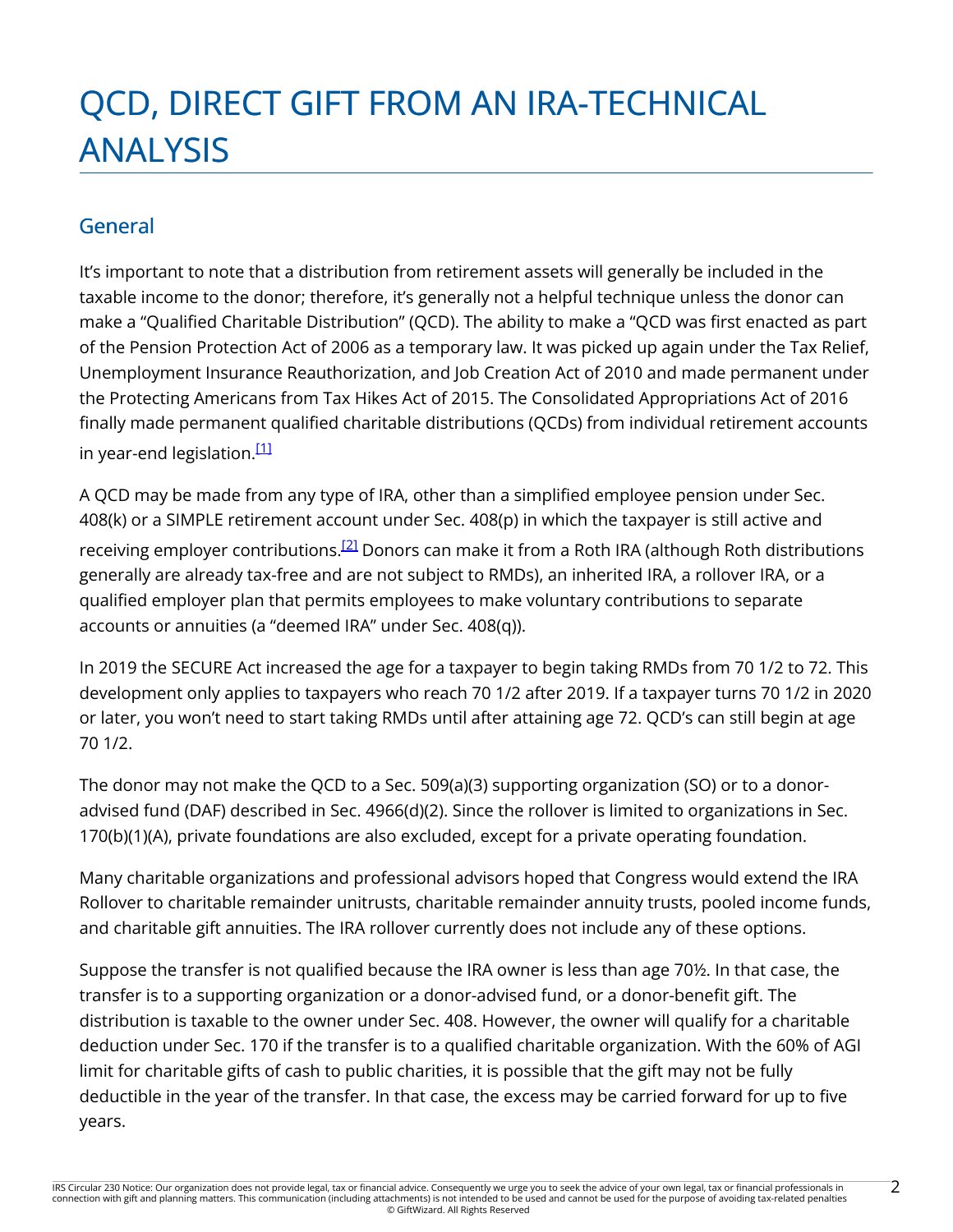# QCD, DIRECT GIFT FROM AN IRA-TECHNICAL ANALYSIS

## General

It's important to note that a distribution from retirement assets will generally be included in the taxable income to the donor; therefore, it's generally not a helpful technique unless the donor can make a "Qualified Charitable Distribution" (QCD). The ability to make a "QCD was first enacted as part of the Pension Protection Act of 2006 as a temporary law. It was picked up again under the Tax Relief, Unemployment Insurance Reauthorization, and Job Creation Act of 2010 and made permanent under the Protecting Americans from Tax Hikes Act of 2015. The Consolidated Appropriations Act of 2016 finally made permanent qualified charitable distributions (QCDs) from individual retirement accounts in year-end legislation.[1]

A QCD may be made from any type of IRA, other than a simplified employee pension under Sec. 408(k) or a SIMPLE retirement account under Sec. 408(p) in which the taxpayer is still active and receiving employer contributions.[2] Donors can make it from a Roth IRA (although Roth distributions generally are already tax-free and are not subject to RMDs), an inherited IRA, a rollover IRA, or a qualified employer plan that permits employees to make voluntary contributions to separate accounts or annuities (a "deemed IRA" under Sec. 408(q)).

In 2019 the SECURE Act increased the age for a taxpayer to begin taking RMDs from 70 1/2 to 72. This development only applies to taxpayers who reach 70 1/2 after 2019. If a taxpayer turns 70 1/2 in 2020 or later, you won't need to start taking RMDs until after attaining age 72. QCD's can still begin at age 70 1/2.

The donor may not make the QCD to a Sec. 509(a)(3) supporting organization (SO) or to a donor-advised fund (DAF) described in Sec. 4966(d)(2). Since the rollover is limited to organizations in Sec. 170(b)(1)(A), private foundations are also excluded, except for a private operating foundation.

Many charitable organizations and professional advisors hoped that Congress would extend the IRA Rollover to charitable remainder unitrusts, charitable remainder annuity trusts, pooled income funds, and charitable gift annuities. The IRA rollover currently does not include any of these options.

Suppose the transfer is not qualified because the IRA owner is less than age 70½. In that case, the transfer is to a supporting organization or a donor-advised fund, or a donor-benefit gift. The distribution is taxable to the owner under Sec. 408. However, the owner will qualify for a charitable deduction under Sec. 170 if the transfer is to a qualified charitable organization. With the 60% of AGI limit for charitable gifts of cash to public charities, it is possible that the gift may not be fully deductible in the year of the transfer. In that case, the excess may be carried forward for up to five years.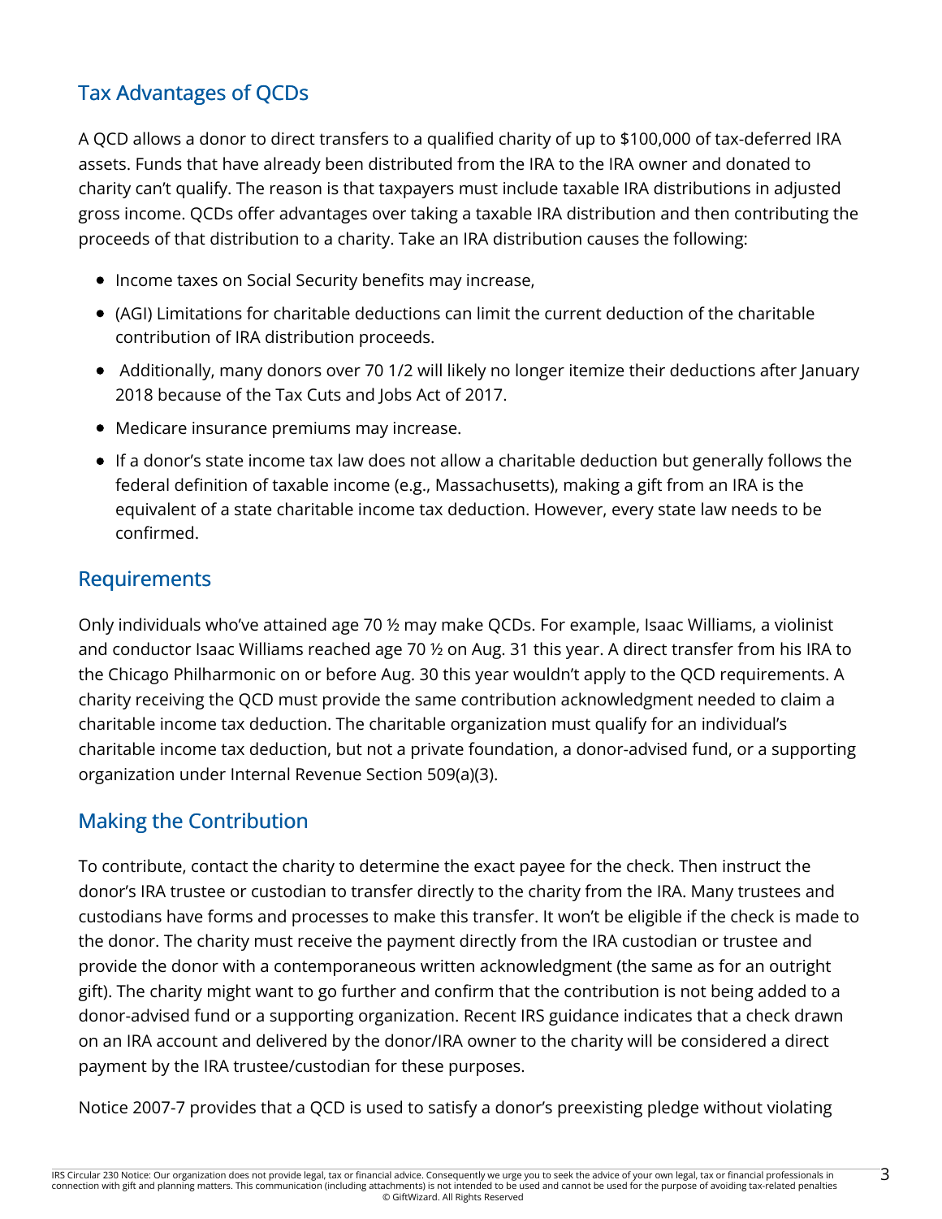## Tax Advantages of QCDs

A QCD allows a donor to direct transfers to a qualified charity of up to $100,000 of tax-deferred IRA assets. Funds that have already been distributed from the IRA to the IRA owner and donated to charity can't qualify. The reason is that taxpayers must include taxable IRA distributions in adjusted gross income. QCDs offer advantages over taking a taxable IRA distribution and then contributing the proceeds of that distribution to a charity. Take an IRA distribution causes the following:

- Income taxes on Social Security benefits may increase,
- (AGI) Limitations for charitable deductions can limit the current deduction of the charitable contribution of IRA distribution proceeds.
- Additionally, many donors over 70 1/2 will likely no longer itemize their deductions after January 2018 because of the Tax Cuts and Jobs Act of 2017.
- Medicare insurance premiums may increase.
- If a donor's state income tax law does not allow a charitable deduction but generally follows the federal definition of taxable income (e.g., Massachusetts), making a gift from an IRA is the equivalent of a state charitable income tax deduction. However, every state law needs to be confirmed.

## Requirements

Only individuals who've attained age 70 ½ may make QCDs. For example, Isaac Williams, a violinist and conductor Isaac Williams reached age 70 ½ on Aug. 31 this year. A direct transfer from his IRA to the Chicago Philharmonic on or before Aug. 30 this year wouldn't apply to the QCD requirements. A charity receiving the QCD must provide the same contribution acknowledgment needed to claim a charitable income tax deduction. The charitable organization must qualify for an individual's charitable income tax deduction, but not a private foundation, a donor-advised fund, or a supporting organization under Internal Revenue Section 509(a)(3).

## Making the Contribution

To contribute, contact the charity to determine the exact payee for the check. Then instruct the donor's IRA trustee or custodian to transfer directly to the charity from the IRA. Many trustees and custodians have forms and processes to make this transfer. It won't be eligible if the check is made to the donor. The charity must receive the payment directly from the IRA custodian or trustee and provide the donor with a contemporaneous written acknowledgment (the same as for an outright gift). The charity might want to go further and confirm that the contribution is not being added to a donor-advised fund or a supporting organization. Recent IRS guidance indicates that a check drawn on an IRA account and delivered by the donor/IRA owner to the charity will be considered a direct payment by the IRA trustee/custodian for these purposes.

Notice 2007-7 provides that a QCD is used to satisfy a donor's preexisting pledge without violating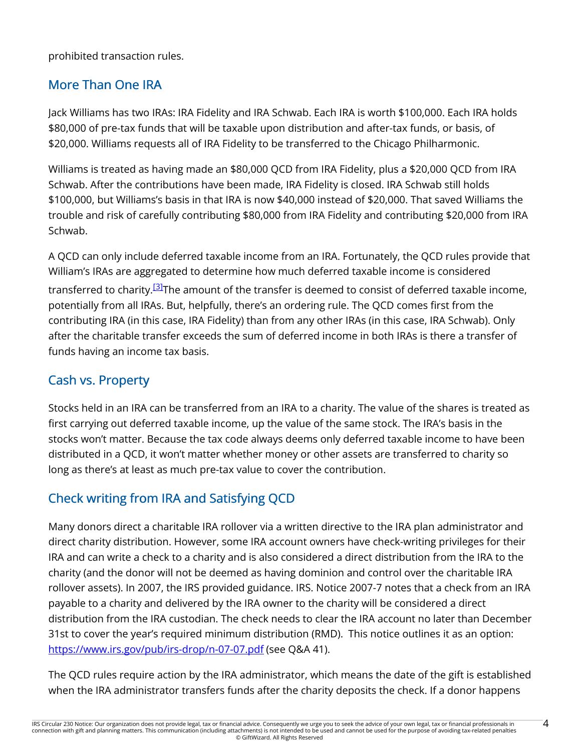prohibited transaction rules.

## More Than One IRA

Jack Williams has two IRAs: IRA Fidelity and IRA Schwab. Each IRA is worth $100,000. Each IRA holds $80,000 of pre-tax funds that will be taxable upon distribution and after-tax funds, or basis, of $20,000. Williams requests all of IRA Fidelity to be transferred to the Chicago Philharmonic.

Williams is treated as having made an $80,000 QCD from IRA Fidelity, plus a $20,000 QCD from IRA Schwab. After the contributions have been made, IRA Fidelity is closed. IRA Schwab still holds $100,000, but Williams's basis in that IRA is now $40,000 instead of $20,000. That saved Williams the trouble and risk of carefully contributing $80,000 from IRA Fidelity and contributing $20,000 from IRA Schwab.

A QCD can only include deferred taxable income from an IRA. Fortunately, the QCD rules provide that William's IRAs are aggregated to determine how much deferred taxable income is considered transferred to charity.[3]The amount of the transfer is deemed to consist of deferred taxable income, potentially from all IRAs. But, helpfully, there's an ordering rule. The QCD comes first from the contributing IRA (in this case, IRA Fidelity) than from any other IRAs (in this case, IRA Schwab). Only after the charitable transfer exceeds the sum of deferred income in both IRAs is there a transfer of funds having an income tax basis.

## Cash vs. Property

Stocks held in an IRA can be transferred from an IRA to a charity. The value of the shares is treated as first carrying out deferred taxable income, up the value of the same stock. The IRA's basis in the stocks won't matter. Because the tax code always deems only deferred taxable income to have been distributed in a QCD, it won't matter whether money or other assets are transferred to charity so long as there's at least as much pre-tax value to cover the contribution.

## Check writing from IRA and Satisfying QCD

Many donors direct a charitable IRA rollover via a written directive to the IRA plan administrator and direct charity distribution. However, some IRA account owners have check-writing privileges for their IRA and can write a check to a charity and is also considered a direct distribution from the IRA to the charity (and the donor will not be deemed as having dominion and control over the charitable IRA rollover assets). In 2007, the IRS provided guidance. IRS. Notice 2007-7 notes that a check from an IRA payable to a charity and delivered by the IRA owner to the charity will be considered a direct distribution from the IRA custodian. The check needs to clear the IRA account no later than December 31st to cover the year's required minimum distribution (RMD). This notice outlines it as an option: [https://www.irs.gov/pub/irs-drop/n-07-07.pdf](https://www.irs.gov/pub/irs-drop/n-07-07.pdf) (see Q&A 41).

The QCD rules require action by the IRA administrator, which means the date of the gift is established when the IRA administrator transfers funds after the charity deposits the check. If a donor happens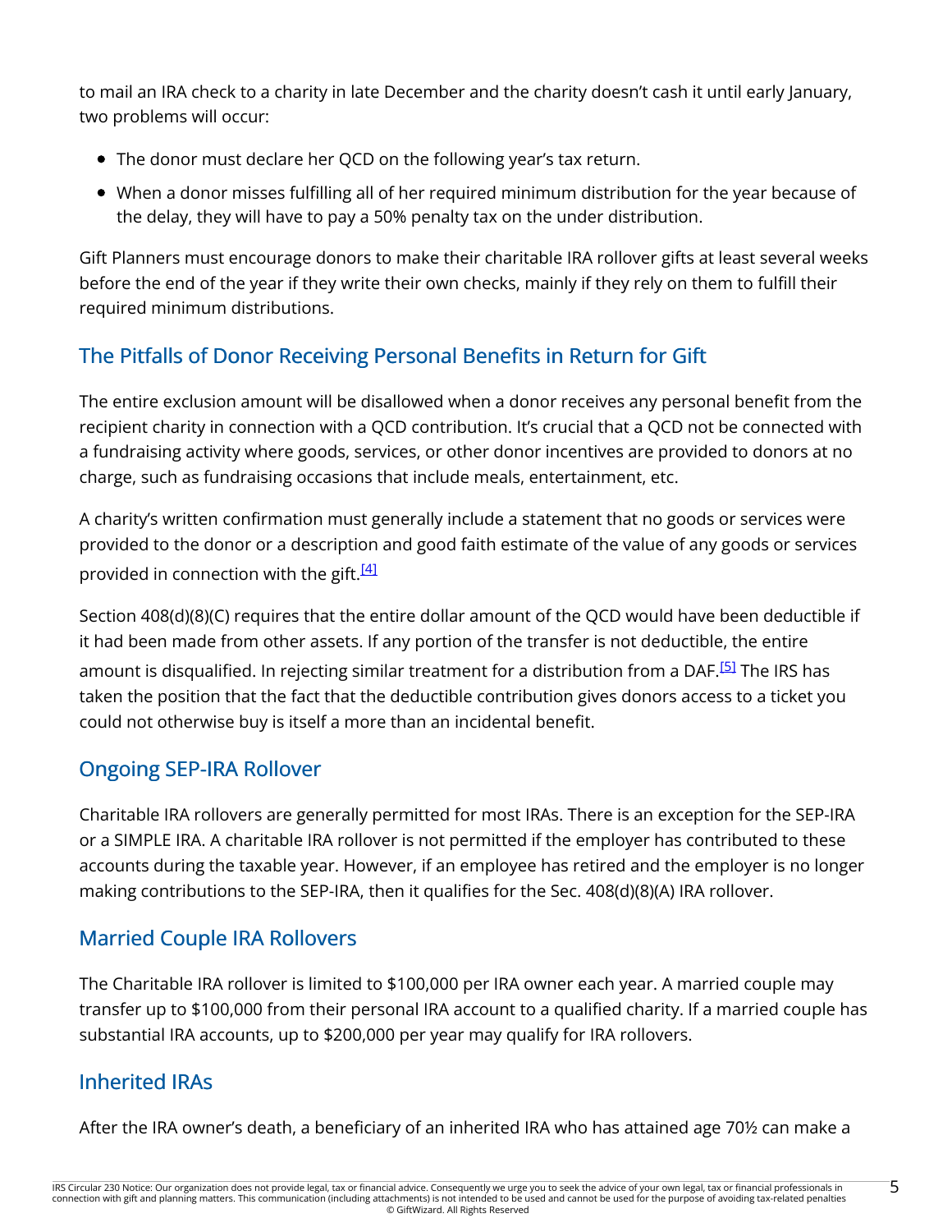to mail an IRA check to a charity in late December and the charity doesn't cash it until early January, two problems will occur:

- The donor must declare her QCD on the following year's tax return.
- When a donor misses fulfilling all of her required minimum distribution for the year because of the delay, they will have to pay a 50% penalty tax on the under distribution.

Gift Planners must encourage donors to make their charitable IRA rollover gifts at least several weeks before the end of the year if they write their own checks, mainly if they rely on them to fulfill their required minimum distributions.

## The Pitfalls of Donor Receiving Personal Benefits in Return for Gift

The entire exclusion amount will be disallowed when a donor receives any personal benefit from the recipient charity in connection with a QCD contribution. It's crucial that a QCD not be connected with a fundraising activity where goods, services, or other donor incentives are provided to donors at no charge, such as fundraising occasions that include meals, entertainment, etc.

A charity's written confirmation must generally include a statement that no goods or services were provided to the donor or a description and good faith estimate of the value of any goods or services provided in connection with the gift.[4]

Section 408(d)(8)(C) requires that the entire dollar amount of the QCD would have been deductible if it had been made from other assets. If any portion of the transfer is not deductible, the entire amount is disqualified. In rejecting similar treatment for a distribution from a DAF.[5] The IRS has taken the position that the fact that the deductible contribution gives donors access to a ticket you could not otherwise buy is itself a more than an incidental benefit.

## Ongoing SEP-IRA Rollover

Charitable IRA rollovers are generally permitted for most IRAs. There is an exception for the SEP-IRA or a SIMPLE IRA. A charitable IRA rollover is not permitted if the employer has contributed to these accounts during the taxable year. However, if an employee has retired and the employer is no longer making contributions to the SEP-IRA, then it qualifies for the Sec. 408(d)(8)(A) IRA rollover.

## Married Couple IRA Rollovers

The Charitable IRA rollover is limited to $100,000 per IRA owner each year. A married couple may transfer up to $100,000 from their personal IRA account to a qualified charity. If a married couple has substantial IRA accounts, up to $200,000 per year may qualify for IRA rollovers.

## Inherited IRAs

After the IRA owner's death, a beneficiary of an inherited IRA who has attained age 70½ can make a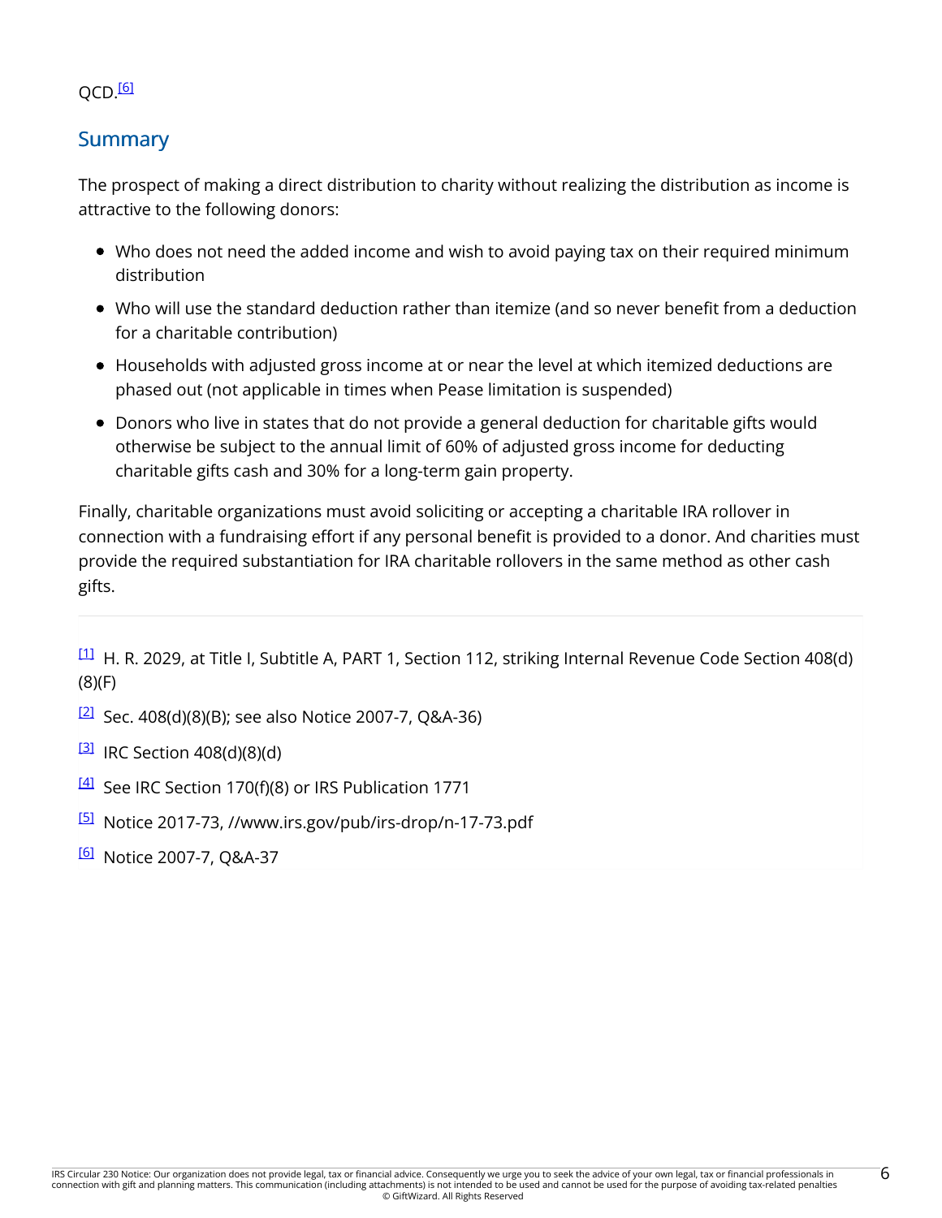QCD.[6]

## Summary

The prospect of making a direct distribution to charity without realizing the distribution as income is attractive to the following donors:

- Who does not need the added income and wish to avoid paying tax on their required minimum distribution
- Who will use the standard deduction rather than itemize (and so never benefit from a deduction for a charitable contribution)
- Households with adjusted gross income at or near the level at which itemized deductions are phased out (not applicable in times when Pease limitation is suspended)
- Donors who live in states that do not provide a general deduction for charitable gifts would otherwise be subject to the annual limit of 60% of adjusted gross income for deducting charitable gifts cash and 30% for a long-term gain property.

Finally, charitable organizations must avoid soliciting or accepting a charitable IRA rollover in connection with a fundraising effort if any personal benefit is provided to a donor. And charities must provide the required substantiation for IRA charitable rollovers in the same method as other cash gifts.

---

[1] H. R. 2029, at Title I, Subtitle A, PART 1, Section 112, striking Internal Revenue Code Section 408(d)(8)(F)

[2] Sec. 408(d)(8)(B); see also Notice 2007-7, Q&A-36)

[3] IRC Section 408(d)(8)(d)

[4] See IRC Section 170(f)(8) or IRS Publication 1771

[5] Notice 2017-73, //www.irs.gov/pub/irs-drop/n-17-73.pdf

[6] Notice 2007-7, Q&A-37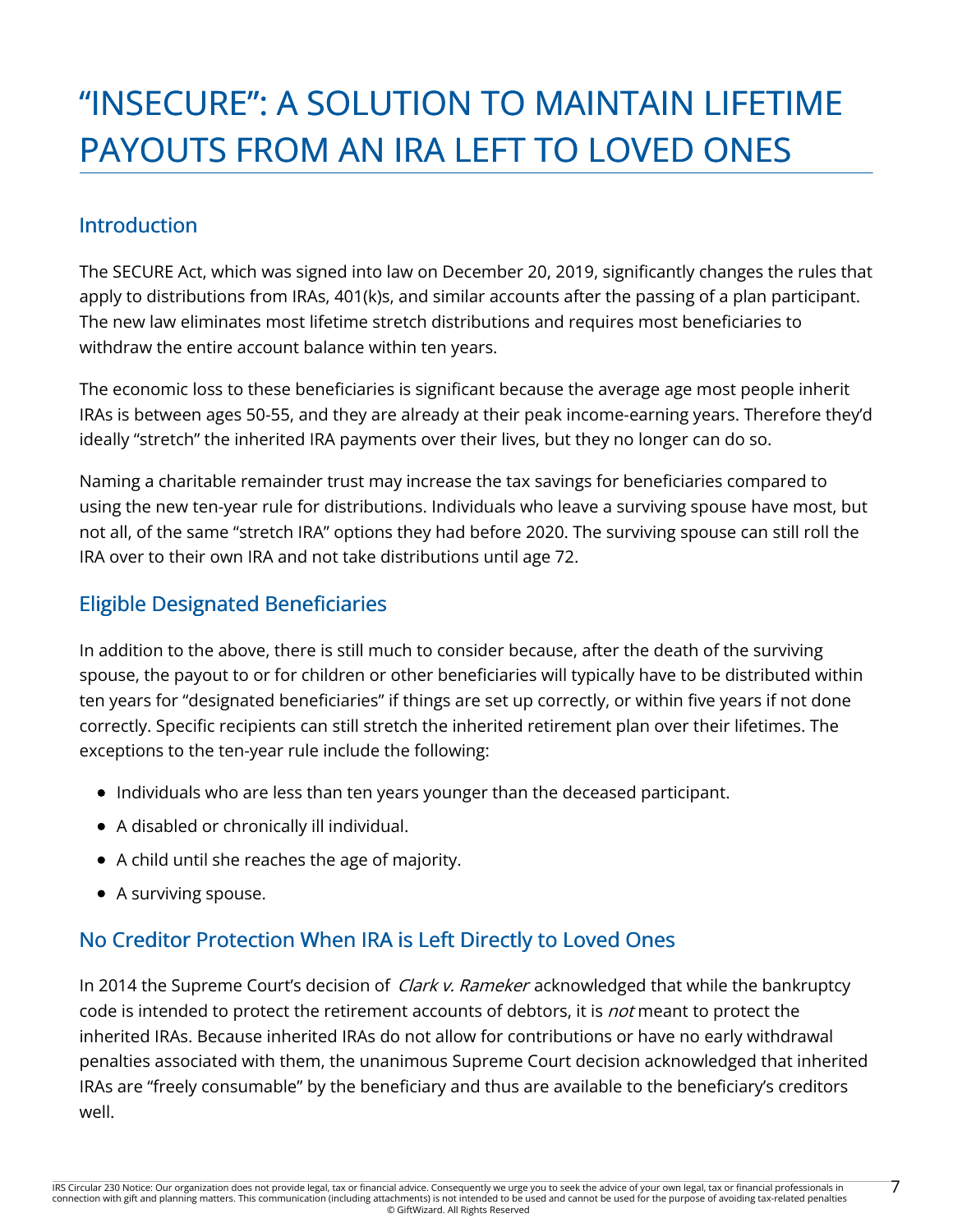# “INSECURE”: A SOLUTION TO MAINTAIN LIFETIME PAYOUTS FROM AN IRA LEFT TO LOVED ONES

## Introduction

The SECURE Act, which was signed into law on December 20, 2019, significantly changes the rules that apply to distributions from IRAs, 401(k)s, and similar accounts after the passing of a plan participant. The new law eliminates most lifetime stretch distributions and requires most beneficiaries to withdraw the entire account balance within ten years.

The economic loss to these beneficiaries is significant because the average age most people inherit IRAs is between ages 50-55, and they are already at their peak income-earning years. Therefore they’d ideally “stretch” the inherited IRA payments over their lives, but they no longer can do so.

Naming a charitable remainder trust may increase the tax savings for beneficiaries compared to using the new ten-year rule for distributions. Individuals who leave a surviving spouse have most, but not all, of the same “stretch IRA” options they had before 2020. The surviving spouse can still roll the IRA over to their own IRA and not take distributions until age 72.

## Eligible Designated Beneficiaries

In addition to the above, there is still much to consider because, after the death of the surviving spouse, the payout to or for children or other beneficiaries will typically have to be distributed within ten years for “designated beneficiaries” if things are set up correctly, or within five years if not done correctly. Specific recipients can still stretch the inherited retirement plan over their lifetimes. The exceptions to the ten-year rule include the following:

- Individuals who are less than ten years younger than the deceased participant.
- A disabled or chronically ill individual.
- A child until she reaches the age of majority.
- A surviving spouse.

## No Creditor Protection When IRA is Left Directly to Loved Ones

In 2014 the Supreme Court’s decision of *Clark v. Rameker* acknowledged that while the bankruptcy code is intended to protect the retirement accounts of debtors, it is *not* meant to protect the inherited IRAs. Because inherited IRAs do not allow for contributions or have no early withdrawal penalties associated with them, the unanimous Supreme Court decision acknowledged that inherited IRAs are “freely consumable” by the beneficiary and thus are available to the beneficiary’s creditors well.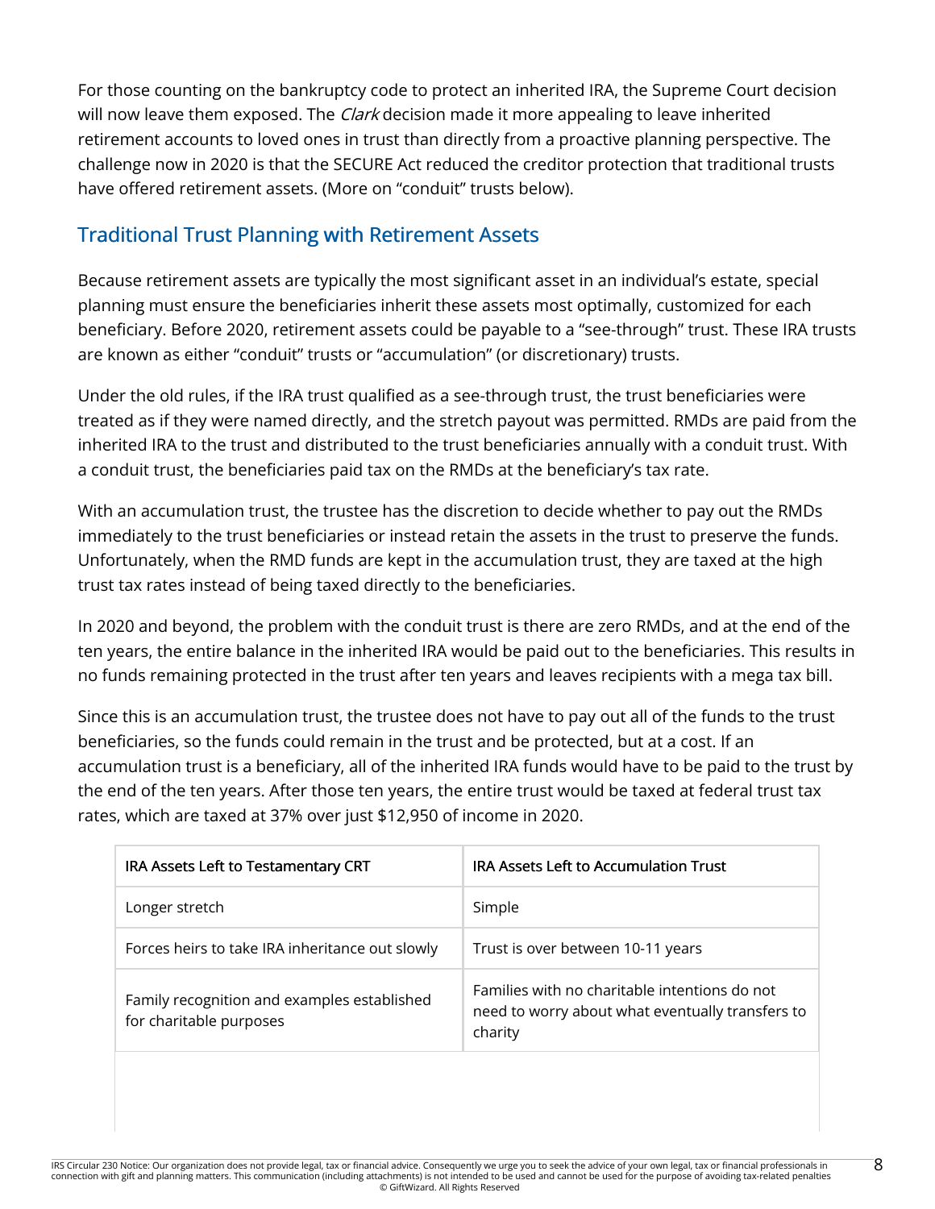For those counting on the bankruptcy code to protect an inherited IRA, the Supreme Court decision will now leave them exposed. The *Clark* decision made it more appealing to leave inherited retirement accounts to loved ones in trust than directly from a proactive planning perspective. The challenge now in 2020 is that the SECURE Act reduced the creditor protection that traditional trusts have offered retirement assets. (More on "conduit" trusts below).

## Traditional Trust Planning with Retirement Assets

Because retirement assets are typically the most significant asset in an individual's estate, special planning must ensure the beneficiaries inherit these assets most optimally, customized for each beneficiary. Before 2020, retirement assets could be payable to a "see-through" trust. These IRA trusts are known as either "conduit" trusts or "accumulation" (or discretionary) trusts.

Under the old rules, if the IRA trust qualified as a see-through trust, the trust beneficiaries were treated as if they were named directly, and the stretch payout was permitted. RMDs are paid from the inherited IRA to the trust and distributed to the trust beneficiaries annually with a conduit trust. With a conduit trust, the beneficiaries paid tax on the RMDs at the beneficiary's tax rate.

With an accumulation trust, the trustee has the discretion to decide whether to pay out the RMDs immediately to the trust beneficiaries or instead retain the assets in the trust to preserve the funds. Unfortunately, when the RMD funds are kept in the accumulation trust, they are taxed at the high trust tax rates instead of being taxed directly to the beneficiaries.

In 2020 and beyond, the problem with the conduit trust is there are zero RMDs, and at the end of the ten years, the entire balance in the inherited IRA would be paid out to the beneficiaries. This results in no funds remaining protected in the trust after ten years and leaves recipients with a mega tax bill.

Since this is an accumulation trust, the trustee does not have to pay out all of the funds to the trust beneficiaries, so the funds could remain in the trust and be protected, but at a cost. If an accumulation trust is a beneficiary, all of the inherited IRA funds would have to be paid to the trust by the end of the ten years. After those ten years, the entire trust would be taxed at federal trust tax rates, which are taxed at 37% over just $12,950 of income in 2020.

| IRA Assets Left to Testamentary CRT | IRA Assets Left to Accumulation Trust |
|---|---|
| Longer stretch | Simple |
| Forces heirs to take IRA inheritance out slowly | Trust is over between 10-11 years |
| Family recognition and examples established for charitable purposes | Families with no charitable intentions do not need to worry about what eventually transfers to charity |
| | |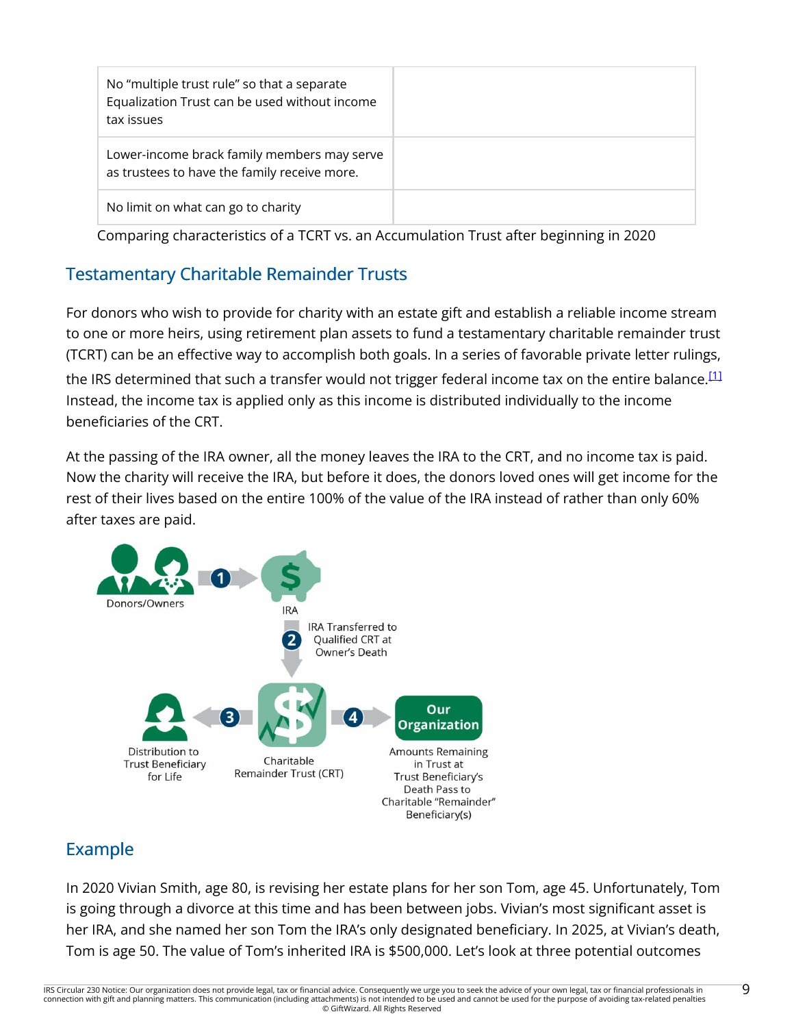| | |
|---|---|
| No "multiple trust rule" so that a separate Equalization Trust can be used without income tax issues | |
| Lower-income brack family members may serve as trustees to have the family receive more. | |
| No limit on what can go to charity | |

Comparing characteristics of a TCRT vs. an Accumulation Trust after beginning in 2020

## Testamentary Charitable Remainder Trusts

For donors who wish to provide for charity with an estate gift and establish a reliable income stream to one or more heirs, using retirement plan assets to fund a testamentary charitable remainder trust (TCRT) can be an effective way to accomplish both goals. In a series of favorable private letter rulings, the IRS determined that such a transfer would not trigger federal income tax on the entire balance.[1] Instead, the income tax is applied only as this income is distributed individually to the income beneficiaries of the CRT.

At the passing of the IRA owner, all the money leaves the IRA to the CRT, and no income tax is paid. Now the charity will receive the IRA, but before it does, the donors loved ones will get income for the rest of their lives based on the entire 100% of the value of the IRA instead of rather than only 60% after taxes are paid.

Donors/Owners → (1) → IRA

(2) IRA Transferred to Qualified CRT at Owner's Death

(3) Distribution to Trust Beneficiary for Life ← Charitable Remainder Trust (CRT) → (4) Our Organization

Amounts Remaining in Trust at Trust Beneficiary's Death Pass to Charitable "Remainder" Beneficiary(s)

## Example

In 2020 Vivian Smith, age 80, is revising her estate plans for her son Tom, age 45. Unfortunately, Tom is going through a divorce at this time and has been between jobs. Vivian's most significant asset is her IRA, and she named her son Tom the IRA's only designated beneficiary. In 2025, at Vivian's death, Tom is age 50. The value of Tom's inherited IRA is $500,000. Let's look at three potential outcomes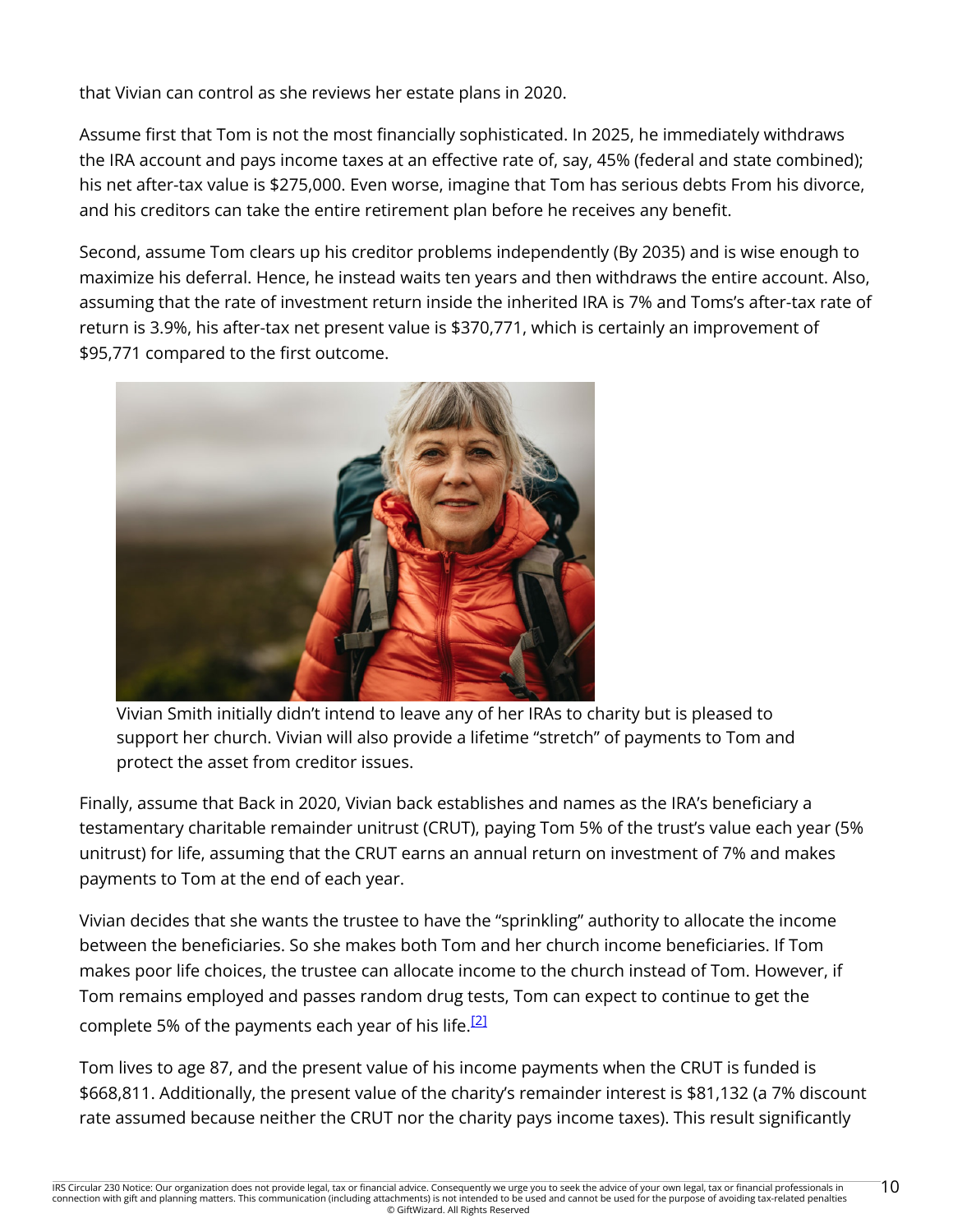that Vivian can control as she reviews her estate plans in 2020.

Assume first that Tom is not the most financially sophisticated. In 2025, he immediately withdraws the IRA account and pays income taxes at an effective rate of, say, 45% (federal and state combined); his net after-tax value is $275,000. Even worse, imagine that Tom has serious debts From his divorce, and his creditors can take the entire retirement plan before he receives any benefit.

Second, assume Tom clears up his creditor problems independently (By 2035) and is wise enough to maximize his deferral. Hence, he instead waits ten years and then withdraws the entire account. Also, assuming that the rate of investment return inside the inherited IRA is 7% and Toms's after-tax rate of return is 3.9%, his after-tax net present value is $370,771, which is certainly an improvement of $95,771 compared to the first outcome.

Vivian Smith initially didn't intend to leave any of her IRAs to charity but is pleased to support her church. Vivian will also provide a lifetime "stretch" of payments to Tom and protect the asset from creditor issues.

Finally, assume that Back in 2020, Vivian back establishes and names as the IRA's beneficiary a testamentary charitable remainder unitrust (CRUT), paying Tom 5% of the trust's value each year (5% unitrust) for life, assuming that the CRUT earns an annual return on investment of 7% and makes payments to Tom at the end of each year.

Vivian decides that she wants the trustee to have the "sprinkling" authority to allocate the income between the beneficiaries. So she makes both Tom and her church income beneficiaries. If Tom makes poor life choices, the trustee can allocate income to the church instead of Tom. However, if Tom remains employed and passes random drug tests, Tom can expect to continue to get the complete 5% of the payments each year of his life.[2]

Tom lives to age 87, and the present value of his income payments when the CRUT is funded is $668,811. Additionally, the present value of the charity's remainder interest is $81,132 (a 7% discount rate assumed because neither the CRUT nor the charity pays income taxes). This result significantly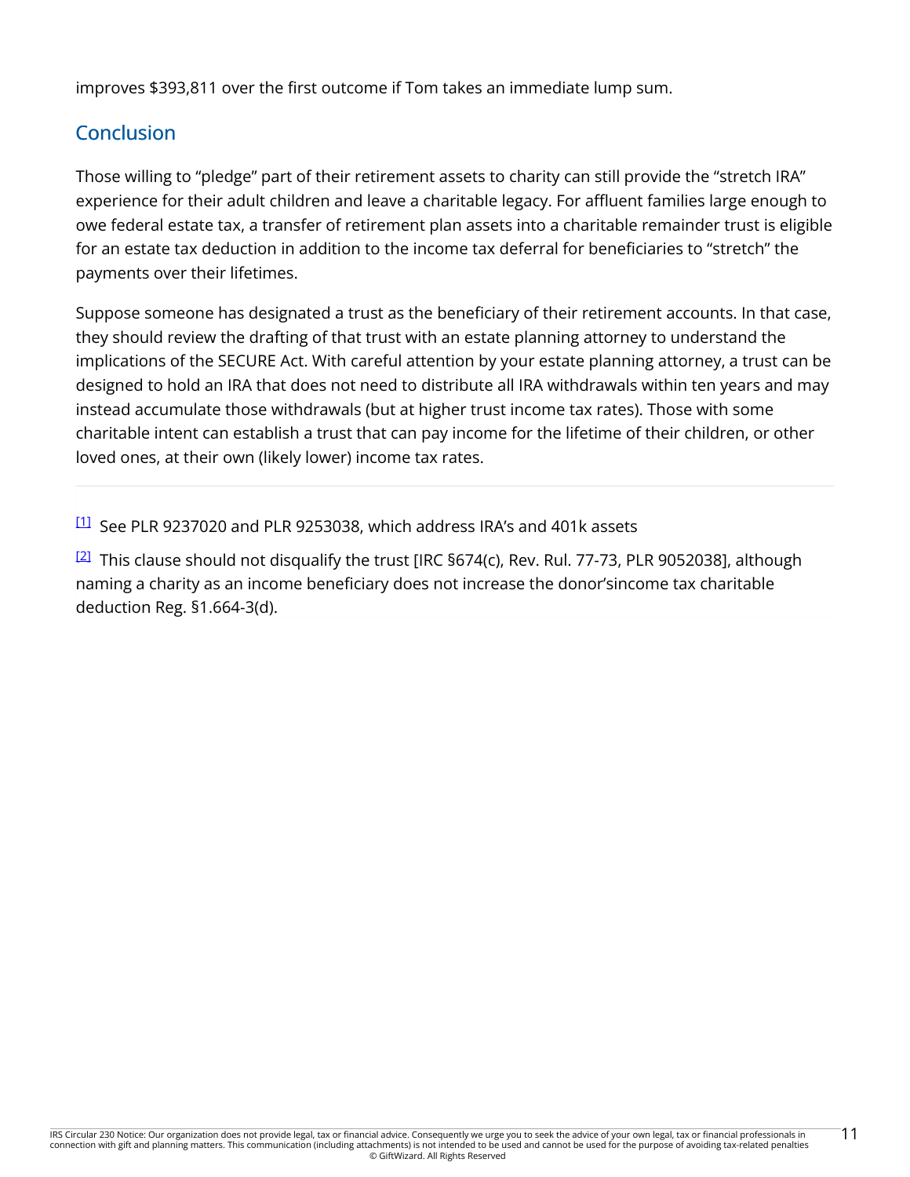improves $393,811 over the first outcome if Tom takes an immediate lump sum.

## Conclusion

Those willing to "pledge" part of their retirement assets to charity can still provide the "stretch IRA" experience for their adult children and leave a charitable legacy. For affluent families large enough to owe federal estate tax, a transfer of retirement plan assets into a charitable remainder trust is eligible for an estate tax deduction in addition to the income tax deferral for beneficiaries to "stretch" the payments over their lifetimes.

Suppose someone has designated a trust as the beneficiary of their retirement accounts. In that case, they should review the drafting of that trust with an estate planning attorney to understand the implications of the SECURE Act. With careful attention by your estate planning attorney, a trust can be designed to hold an IRA that does not need to distribute all IRA withdrawals within ten years and may instead accumulate those withdrawals (but at higher trust income tax rates). Those with some charitable intent can establish a trust that can pay income for the lifetime of their children, or other loved ones, at their own (likely lower) income tax rates.

---

[1] See PLR 9237020 and PLR 9253038, which address IRA's and 401k assets

[2] This clause should not disqualify the trust [IRC §674(c), Rev. Rul. 77-73, PLR 9052038], although naming a charity as an income beneficiary does not increase the donor'sincome tax charitable deduction Reg. §1.664-3(d).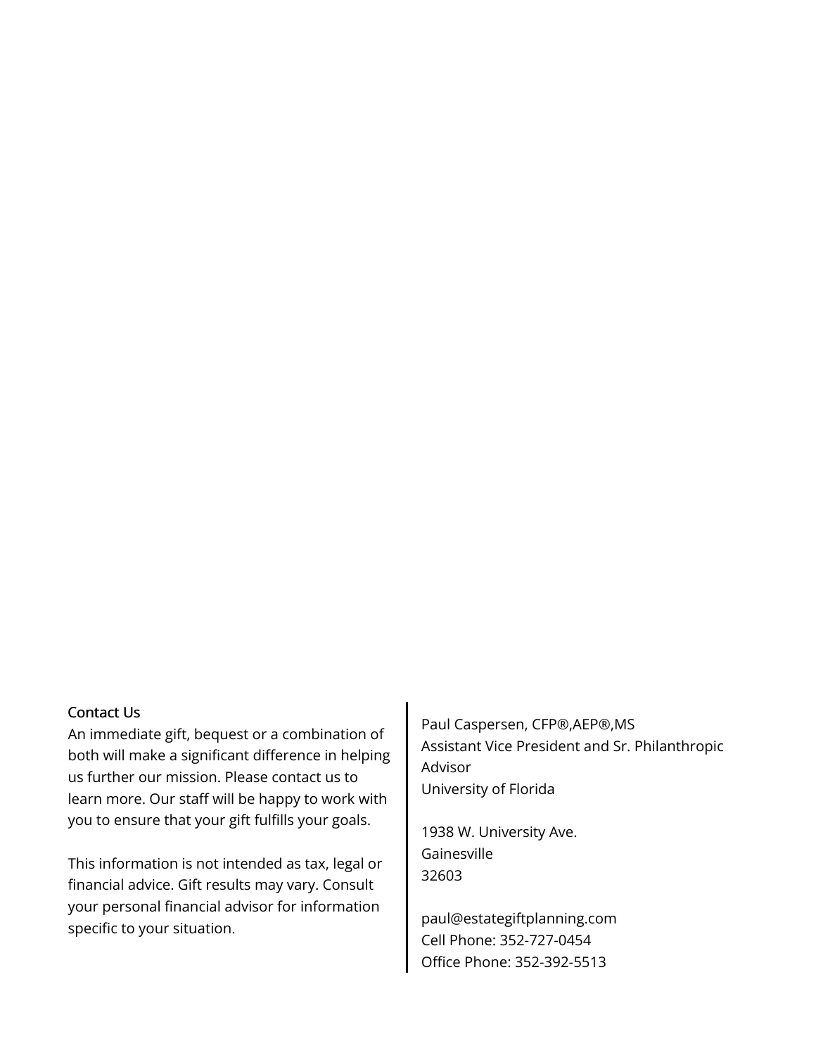## Contact Us

An immediate gift, bequest or a combination of both will make a significant difference in helping us further our mission. Please contact us to learn more. Our staff will be happy to work with you to ensure that your gift fulfills your goals.

This information is not intended as tax, legal or financial advice. Gift results may vary. Consult your personal financial advisor for information specific to your situation.

Paul Caspersen, CFP®,AEP®,MS
Assistant Vice President and Sr. Philanthropic Advisor
University of Florida

1938 W. University Ave.
Gainesville
32603

paul@estategiftplanning.com
Cell Phone: 352-727-0454
Office Phone: 352-392-5513